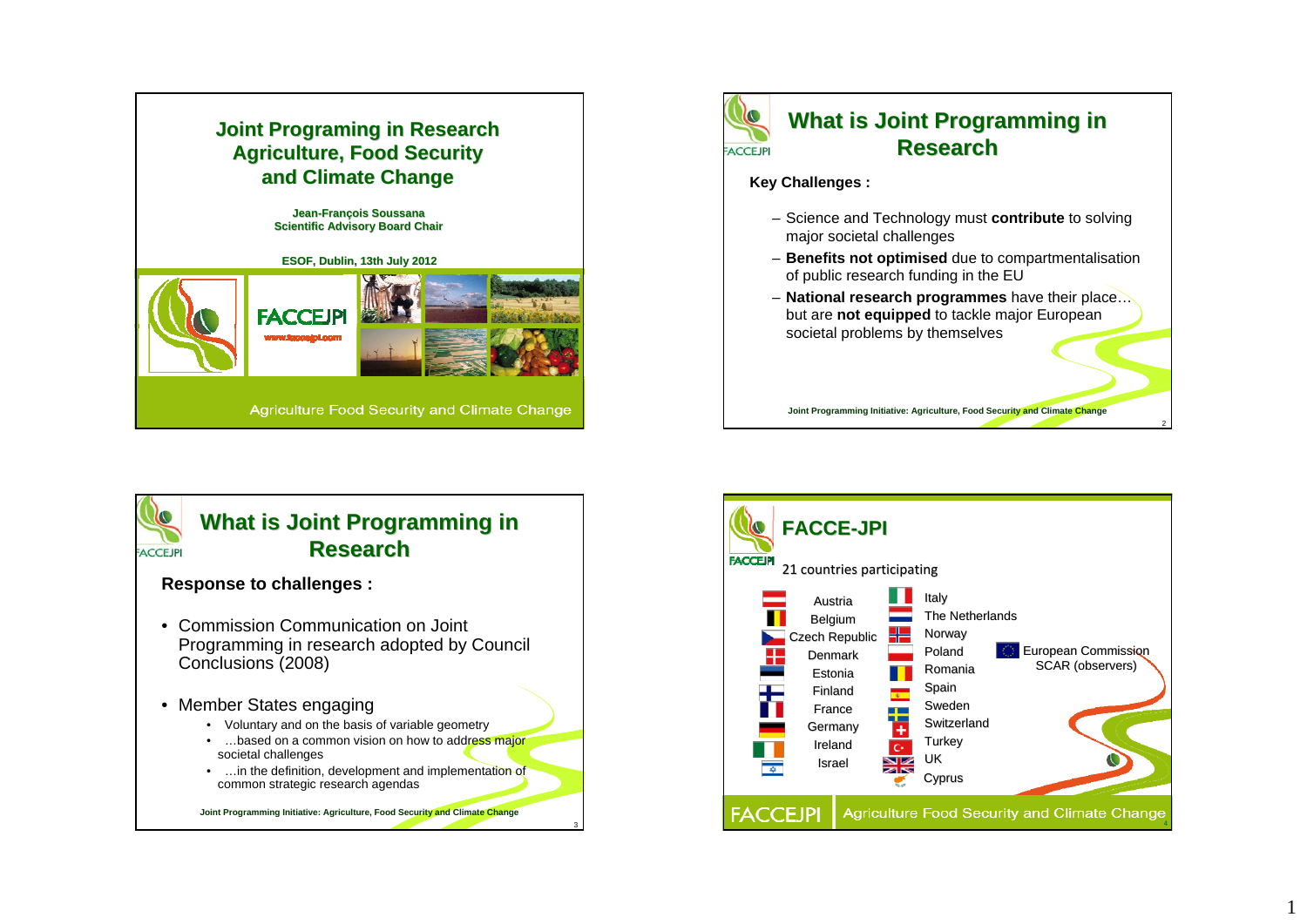# Joint Programing in Research Agriculture, Food Security and Climate Change

**Jean-François Soussana**
**Scientific Advisory Board Chair**

**ESOF, Dublin, 13th July 2012**

FACCEJPI
www.faccejpi.com

Agriculture Food Security and Climate Change

## What is Joint Programming in Research

**Key Challenges :**

- Science and Technology must **contribute** to solving major societal challenges
- **Benefits not optimised** due to compartmentalisation of public research funding in the EU
- **National research programmes** have their place… but are **not equipped** to tackle major European societal problems by themselves

Joint Programming Initiative: Agriculture, Food Security and Climate Change

## What is Joint Programming in Research

**Response to challenges :**

- Commission Communication on Joint Programming in research adopted by Council Conclusions (2008)
- Member States engaging
  - Voluntary and on the basis of variable geometry
  - …based on a common vision on how to address major societal challenges
  - …in the definition, development and implementation of common strategic research agendas

Joint Programming Initiative: Agriculture, Food Security and Climate Change

## FACCE-JPI

21 countries participating

- Austria
- Belgium
- Czech Republic
- Denmark
- Estonia
- Finland
- France
- Germany
- Ireland
- Israel
- Italy
- The Netherlands
- Norway
- Poland
- Romania
- Spain
- Sweden
- Switzerland
- Turkey
- UK
- Cyprus

European Commission
SCAR (observers)

FACCEJPI Agriculture Food Security and Climate Change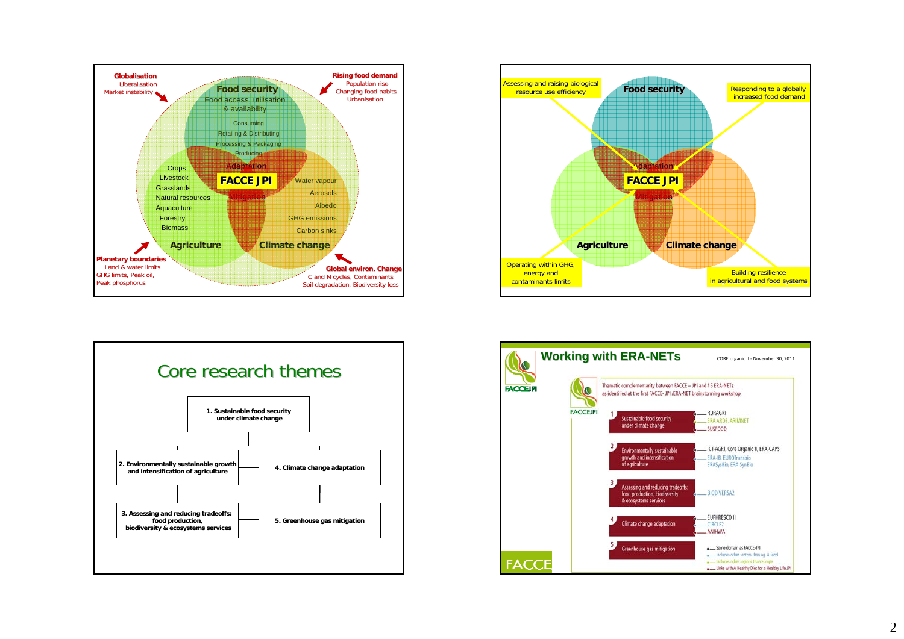Globalisation
Liberalisation
Market instability

Rising food demand
Population rise
Changing food habits
Urbanisation

Food security
Food access, utilisation & availability

Consuming
Retailing & Distributing
Processing & Packaging
Producing

Adaptation
FACCE JPI
Mitigation

Crops
Livestock
Grasslands
Natural resources
Aquaculture
Forestry
Biomass

Water vapour
Aerosols
Albedo
GHG emissions
Carbon sinks

Agriculture
Climate change

Planetary boundaries
Land & water limits
GHG limits, Peak oil,
Peak phosphorus

Global environ. Change
C and N cycles, Contaminants
Soil degradation, Biodiversity loss

---

Assessing and raising biological resource use efficiency

Food security

Responding to a globally increased food demand

Adaptation
FACCE JPI
Mitigation

Agriculture
Climate change

Operating within GHG, energy and contaminants limits

Building resilience in agricultural and food systems

---

# Core research themes

1. Sustainable food security under climate change
2. Environmentally sustainable growth and intensification of agriculture
3. Assessing and reducing tradeoffs: food production, biodiversity & ecosystems services
4. Climate change adaptation
5. Greenhouse gas mitigation

---

## Working with ERA-NETs

CORE organic II - November 30, 2011

Thematic complementarity between FACCE – JPI and 15 ERA-NETs as identified at the first FACCE- JPI /ERA-NET brainstorming workshop

| Theme | ERA-NETs |
|---|---|
| 1 Sustainable food security under climate change | RURAGRI; ERA-ARD2, ARIMNET; SUSFOOD |
| 2 Environmentally sustainable growth and intensification of agriculture | ICT-AGRI, Core Organic II, ERA-CAPS; ERA-IB, EUROTransbio; ERASysBio, ERA SynBio |
| 3 Assessing and reducing tradeoffs: food production, biodiversity & ecosystems services | BIODIVERSA2 |
| 4 Climate change adaptation | EUPHRESCO II; CIRCLE2; ANIHWA |
| 5 Greenhouse gas mitigation | |

- Same domain as FACCE-JPI
- Includes other sectors than ag. & food
- Includes other regions than Europe
- Links with A Healthy Diet for a Healthy Life JPI

FACCE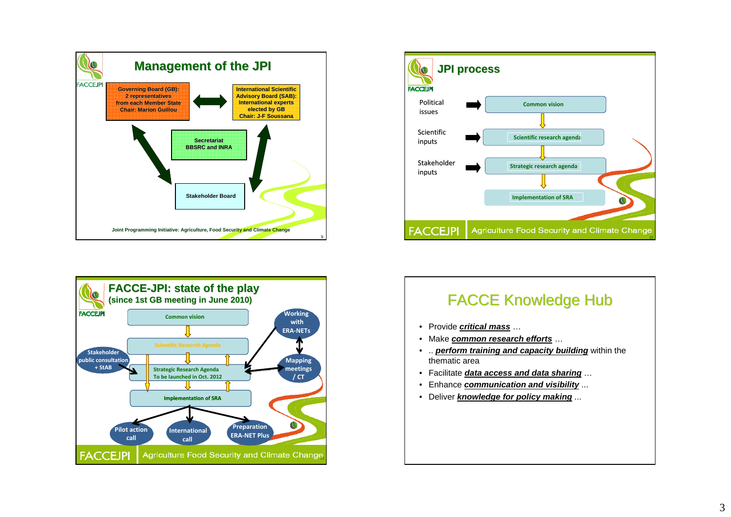## Management of the JPI

Governing Board (GB): 2 representatives from each Member State Chair: Marion Guillou

International Scientific Advisory Board (SAB): International experts elected by GB Chair: J-F Soussana

Secretariat BBSRC and INRA

Stakeholder Board

Joint Programming Initiative: Agriculture, Food Security and Climate Change

## JPI process

Political issues → Common vision

Scientific inputs → Scientific research agenda

Stakeholder inputs → Strategic research agenda

Implementation of SRA

FACCEJPI Agriculture Food Security and Climate Change

## FACCE-JPI: state of the play (since 1st GB meeting in June 2010)

- Common vision
- Scientific Research Agenda
- Strategic Research Agenda To be launched in Oct. 2012
- Implementation of SRA

Stakeholder public consultation + StAB

Working with ERA-NETs

Mapping meetings / CT

Pilot action call

International call

Preparation ERA-NET Plus

FACCEJPI Agriculture Food Security and Climate Change

## FACCE Knowledge Hub

- Provide ***critical mass*** …
- Make ***common research efforts*** …
- .. ***perform training and capacity building*** within the thematic area
- Facilitate ***data access and data sharing*** …
- Enhance ***communication and visibility*** ...
- Deliver ***knowledge for policy making*** ...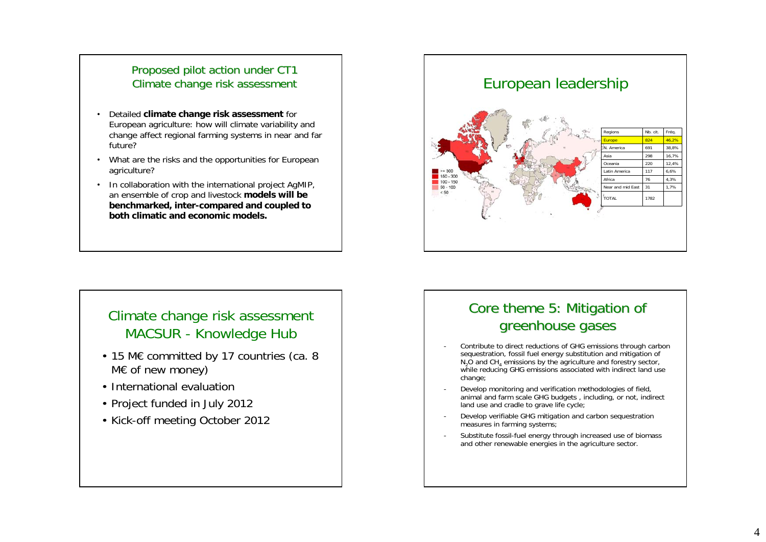## Proposed pilot action under CT1 Climate change risk assessment

- Detailed **climate change risk assessment** for European agriculture: how will climate variability and change affect regional farming systems in near and far future?
- What are the risks and the opportunities for European agriculture?
- In collaboration with the international project AgMIP, an ensemble of crop and livestock **models will be benchmarked, inter-compared and coupled to both climatic and economic models.**

## European leadership

| Regions | Nb. cit. | Fréq. |
|---|---|---|
| Europe | 824 | 46,2% |
| N. America | 691 | 38,8% |
| Asia | 298 | 16,7% |
| Oceania | 220 | 12,4% |
| Latin America | 117 | 6,6% |
| Africa | 76 | 4,3% |
| Near and mid East | 31 | 1,7% |
| TOTAL | 1782 | |

>= 300
150 - 300
100 - 150
50 - 100
< 50

## Climate change risk assessment MACSUR - Knowledge Hub

- 15 M€ committed by 17 countries (ca. 8 M€ of new money)
- International evaluation
- Project funded in July 2012
- Kick-off meeting October 2012

## Core theme 5: Mitigation of greenhouse gases

- Contribute to direct reductions of GHG emissions through carbon sequestration, fossil fuel energy substitution and mitigation of $N_2O$ and $CH_4$ emissions by the agriculture and forestry sector, while reducing GHG emissions associated with indirect land use change;
- Develop monitoring and verification methodologies of field, animal and farm scale GHG budgets , including, or not, indirect land use and cradle to grave life cycle;
- Develop verifiable GHG mitigation and carbon sequestration measures in farming systems;
- Substitute fossil-fuel energy through increased use of biomass and other renewable energies in the agriculture sector.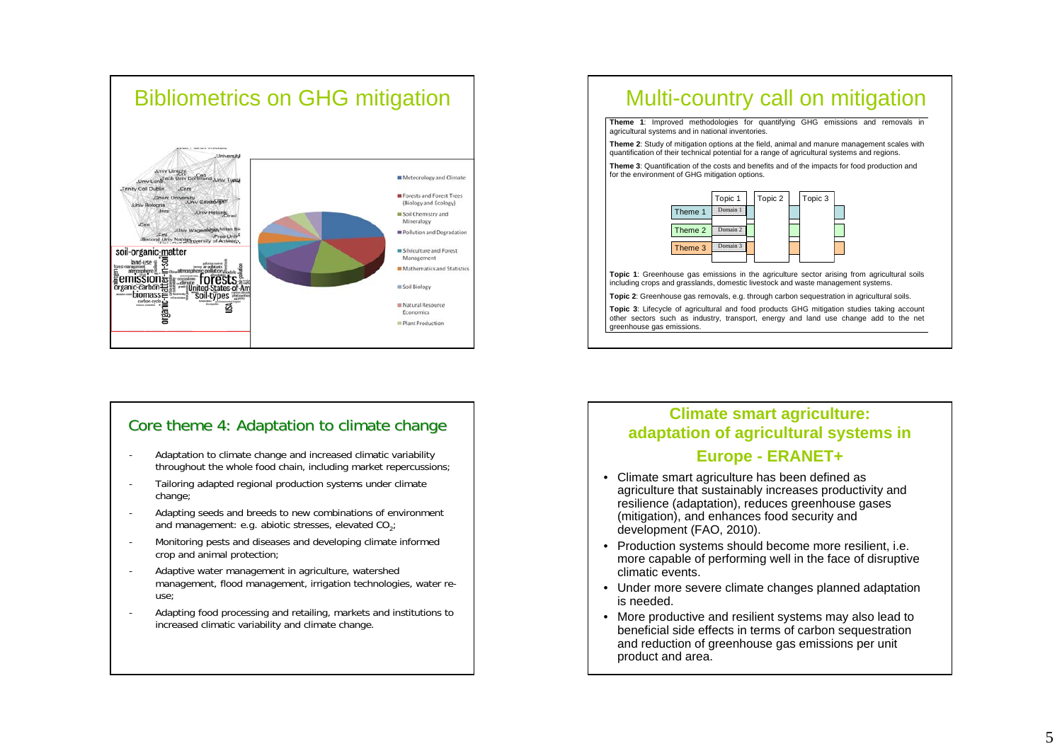## Bibliometrics on GHG mitigation

- Meteorology and Climate
- Forests and Forest Trees (Biology and Ecology)
- Soil Chemistry and Mineralogy
- Pollution and Degradation
- Silviculture and Forest Management
- Mathematics and Statistics
- Soil Biology
- Natural Resource Economics
- Plant Production

## Multi-country call on mitigation

**Theme 1**: Improved methodologies for quantifying GHG emissions and removals in agricultural systems and in national inventories.

**Theme 2**: Study of mitigation options at the field, animal and manure management scales with quantification of their technical potential for a range of agricultural systems and regions.

**Theme 3**: Quantification of the costs and benefits and of the impacts for food production and for the environment of GHG mitigation options.

| | Topic 1 | Topic 2 | Topic 3 |
|---|---|---|---|
| Theme 1 | Domain 1 | | |
| Theme 2 | Domain 2 | | |
| Theme 3 | Domain 3 | | |

**Topic 1**: Greenhouse gas emissions in the agriculture sector arising from agricultural soils including crops and grasslands, domestic livestock and waste management systems.

**Topic 2**: Greenhouse gas removals, e.g. through carbon sequestration in agricultural soils.

**Topic 3**: Lifecycle of agricultural and food products GHG mitigation studies taking account other sectors such as industry, transport, energy and land use change add to the net greenhouse gas emissions.

## Core theme 4: Adaptation to climate change

- Adaptation to climate change and increased climatic variability throughout the whole food chain, including market repercussions;
- Tailoring adapted regional production systems under climate change;
- Adapting seeds and breeds to new combinations of environment and management: e.g. abiotic stresses, elevated $CO_2$;
- Monitoring pests and diseases and developing climate informed crop and animal protection;
- Adaptive water management in agriculture, watershed management, flood management, irrigation technologies, water re-use;
- Adapting food processing and retailing, markets and institutions to increased climatic variability and climate change.

## Climate smart agriculture: adaptation of agricultural systems in Europe - ERANET+

- Climate smart agriculture has been defined as agriculture that sustainably increases productivity and resilience (adaptation), reduces greenhouse gases (mitigation), and enhances food security and development (FAO, 2010).
- Production systems should become more resilient, i.e. more capable of performing well in the face of disruptive climatic events.
- Under more severe climate changes planned adaptation is needed.
- More productive and resilient systems may also lead to beneficial side effects in terms of carbon sequestration and reduction of greenhouse gas emissions per unit product and area.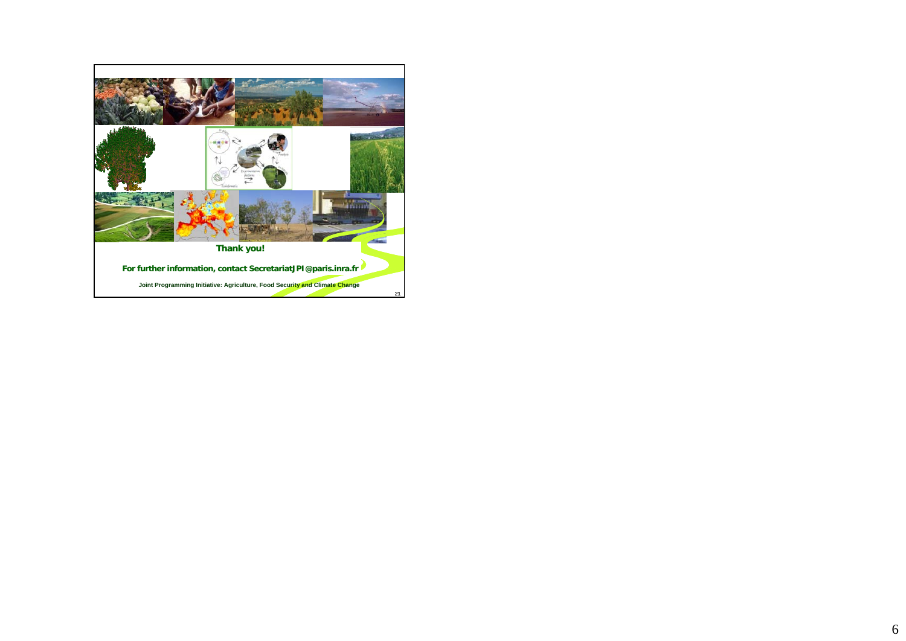**Thank you!**

**For further information, contact SecretariatJPI@paris.inra.fr**

**Joint Programming Initiative: Agriculture, Food Security and Climate Change**